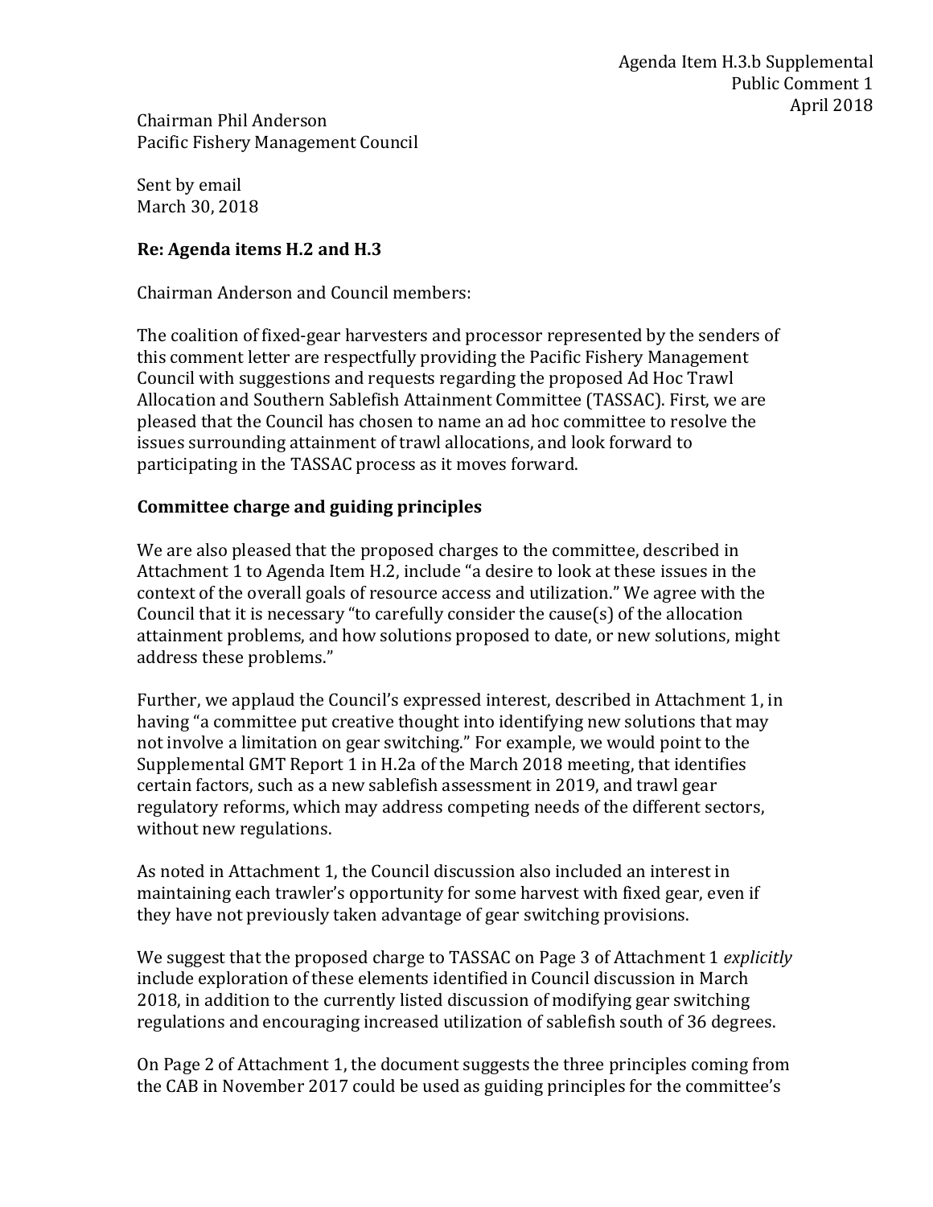Agenda Item H.3.b Supplemental
Public Comment 1
April 2018

Chairman Phil Anderson
Pacific Fishery Management Council

Sent by email
March 30, 2018

**Re: Agenda items H.2 and H.3**

Chairman Anderson and Council members:

The coalition of fixed-gear harvesters and processor represented by the senders of this comment letter are respectfully providing the Pacific Fishery Management Council with suggestions and requests regarding the proposed Ad Hoc Trawl Allocation and Southern Sablefish Attainment Committee (TASSAC). First, we are pleased that the Council has chosen to name an ad hoc committee to resolve the issues surrounding attainment of trawl allocations, and look forward to participating in the TASSAC process as it moves forward.

**Committee charge and guiding principles**

We are also pleased that the proposed charges to the committee, described in Attachment 1 to Agenda Item H.2, include "a desire to look at these issues in the context of the overall goals of resource access and utilization." We agree with the Council that it is necessary "to carefully consider the cause(s) of the allocation attainment problems, and how solutions proposed to date, or new solutions, might address these problems."

Further, we applaud the Council's expressed interest, described in Attachment 1, in having "a committee put creative thought into identifying new solutions that may not involve a limitation on gear switching." For example, we would point to the Supplemental GMT Report 1 in H.2a of the March 2018 meeting, that identifies certain factors, such as a new sablefish assessment in 2019, and trawl gear regulatory reforms, which may address competing needs of the different sectors, without new regulations.

As noted in Attachment 1, the Council discussion also included an interest in maintaining each trawler's opportunity for some harvest with fixed gear, even if they have not previously taken advantage of gear switching provisions.

We suggest that the proposed charge to TASSAC on Page 3 of Attachment 1 *explicitly* include exploration of these elements identified in Council discussion in March 2018, in addition to the currently listed discussion of modifying gear switching regulations and encouraging increased utilization of sablefish south of 36 degrees.

On Page 2 of Attachment 1, the document suggests the three principles coming from the CAB in November 2017 could be used as guiding principles for the committee's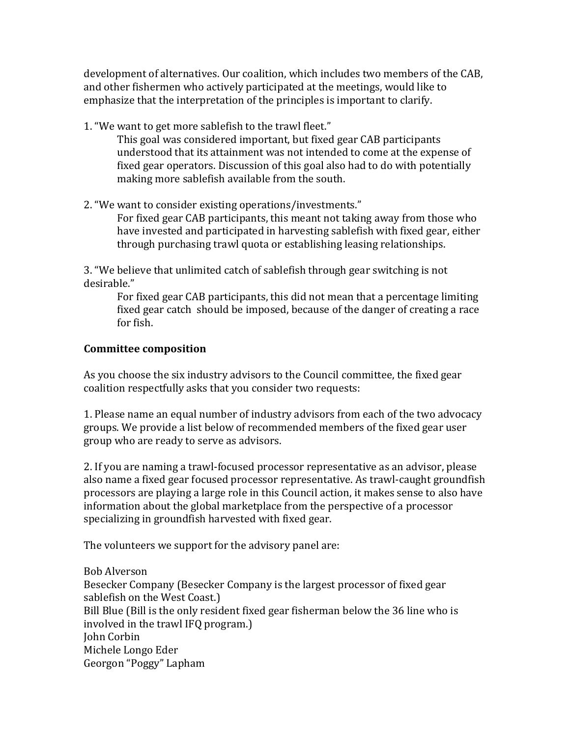development of alternatives. Our coalition, which includes two members of the CAB, and other fishermen who actively participated at the meetings, would like to emphasize that the interpretation of the principles is important to clarify.

1. "We want to get more sablefish to the trawl fleet."
   This goal was considered important, but fixed gear CAB participants understood that its attainment was not intended to come at the expense of fixed gear operators. Discussion of this goal also had to do with potentially making more sablefish available from the south.

2. "We want to consider existing operations/investments."
   For fixed gear CAB participants, this meant not taking away from those who have invested and participated in harvesting sablefish with fixed gear, either through purchasing trawl quota or establishing leasing relationships.

3. "We believe that unlimited catch of sablefish through gear switching is not desirable."
   For fixed gear CAB participants, this did not mean that a percentage limiting fixed gear catch should be imposed, because of the danger of creating a race for fish.

**Committee composition**

As you choose the six industry advisors to the Council committee, the fixed gear coalition respectfully asks that you consider two requests:

1. Please name an equal number of industry advisors from each of the two advocacy groups. We provide a list below of recommended members of the fixed gear user group who are ready to serve as advisors.

2. If you are naming a trawl-focused processor representative as an advisor, please also name a fixed gear focused processor representative. As trawl-caught groundfish processors are playing a large role in this Council action, it makes sense to also have information about the global marketplace from the perspective of a processor specializing in groundfish harvested with fixed gear.

The volunteers we support for the advisory panel are:

Bob Alverson
Besecker Company (Besecker Company is the largest processor of fixed gear sablefish on the West Coast.)
Bill Blue (Bill is the only resident fixed gear fisherman below the 36 line who is involved in the trawl IFQ program.)
John Corbin
Michele Longo Eder
Georgon "Poggy" Lapham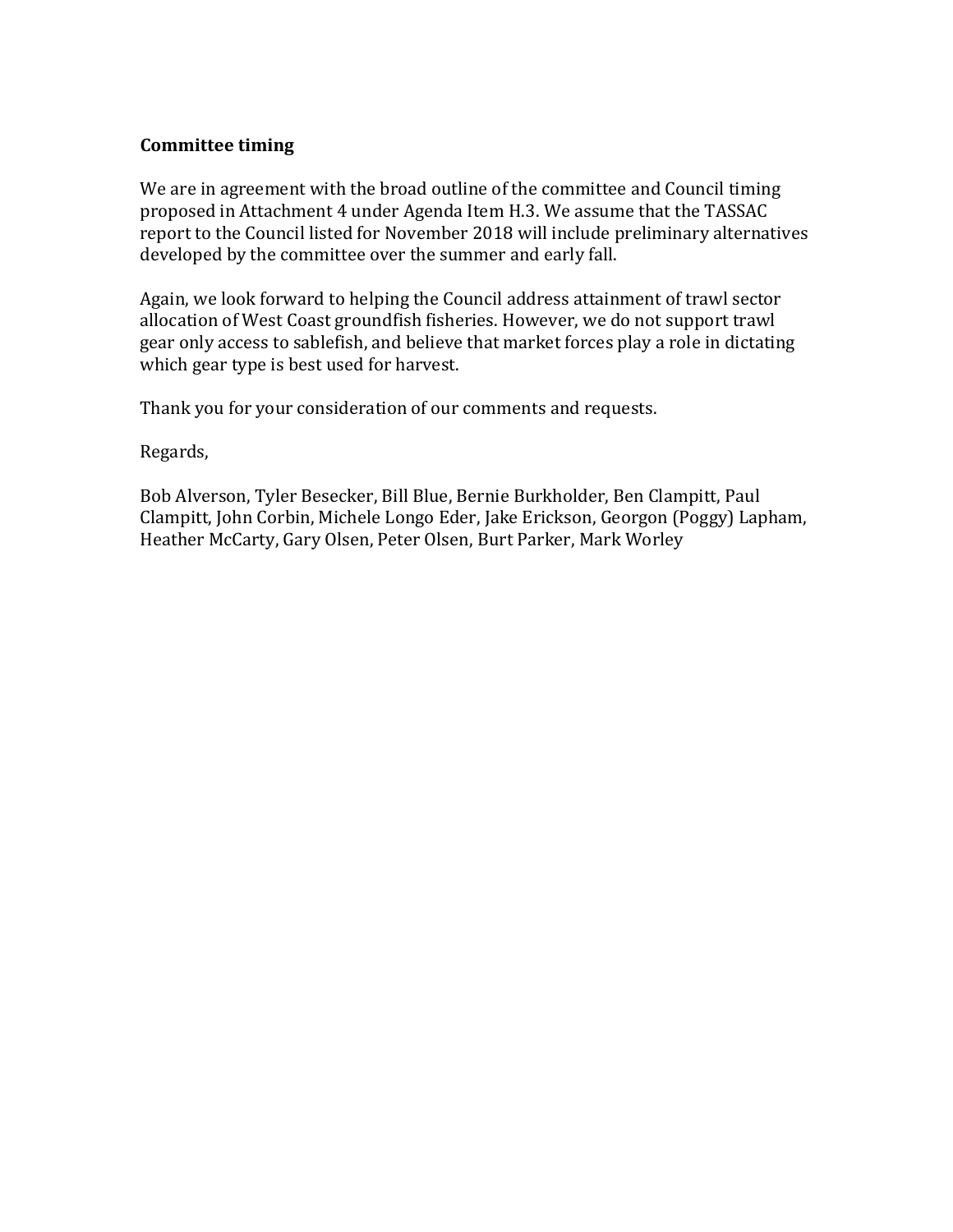**Committee timing**

We are in agreement with the broad outline of the committee and Council timing proposed in Attachment 4 under Agenda Item H.3. We assume that the TASSAC report to the Council listed for November 2018 will include preliminary alternatives developed by the committee over the summer and early fall.

Again, we look forward to helping the Council address attainment of trawl sector allocation of West Coast groundfish fisheries. However, we do not support trawl gear only access to sablefish, and believe that market forces play a role in dictating which gear type is best used for harvest.

Thank you for your consideration of our comments and requests.

Regards,

Bob Alverson, Tyler Besecker, Bill Blue, Bernie Burkholder, Ben Clampitt, Paul Clampitt, John Corbin, Michele Longo Eder, Jake Erickson, Georgon (Poggy) Lapham, Heather McCarty, Gary Olsen, Peter Olsen, Burt Parker, Mark Worley